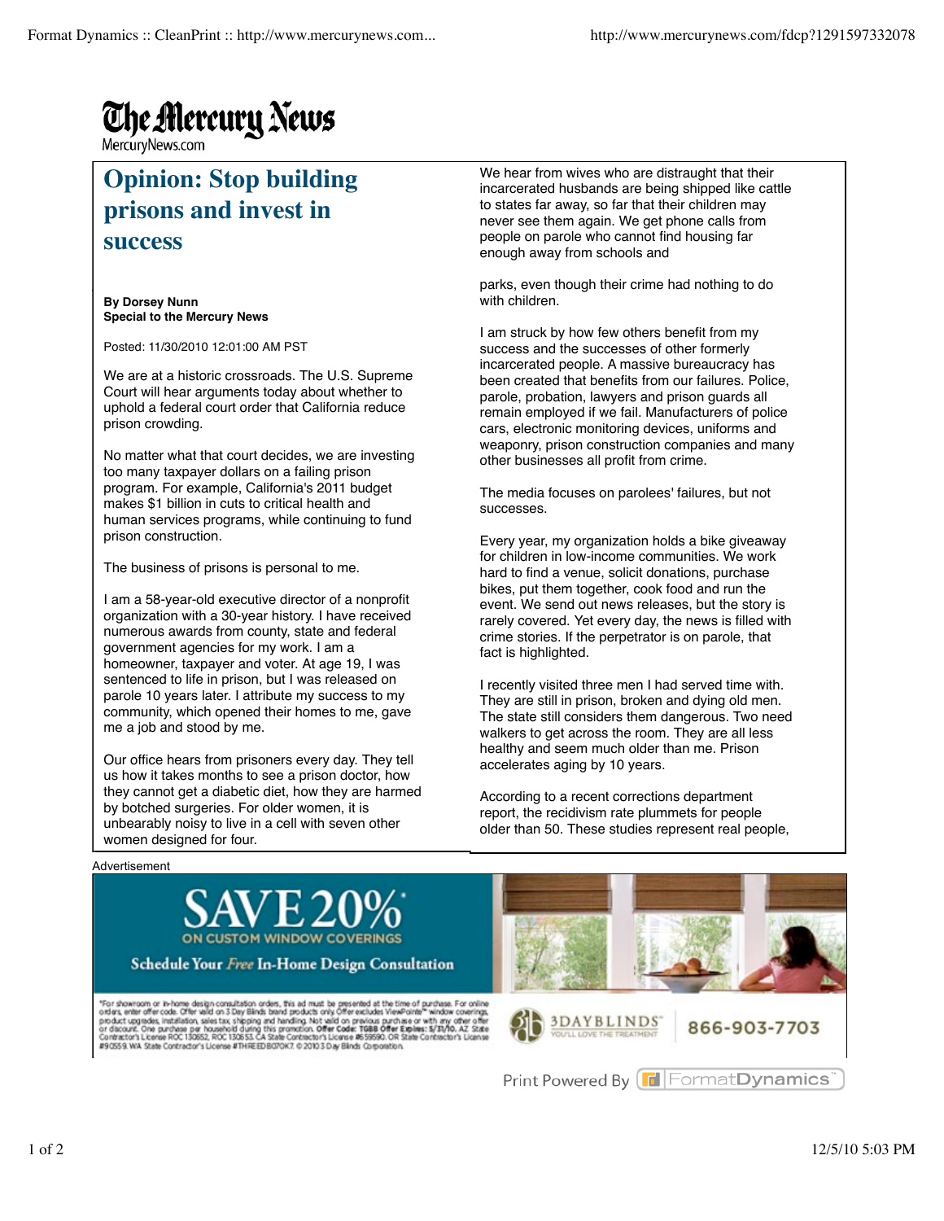# The Mercury News

MercuryNews.com

## Opinion: Stop building prisons and invest in success

**By Dorsey Nunn**
**Special to the Mercury News**

Posted: 11/30/2010 12:01:00 AM PST

We are at a historic crossroads. The U.S. Supreme Court will hear arguments today about whether to uphold a federal court order that California reduce prison crowding.

No matter what that court decides, we are investing too many taxpayer dollars on a failing prison program. For example, California's 2011 budget makes $1 billion in cuts to critical health and human services programs, while continuing to fund prison construction.

The business of prisons is personal to me.

I am a 58-year-old executive director of a nonprofit organization with a 30-year history. I have received numerous awards from county, state and federal government agencies for my work. I am a homeowner, taxpayer and voter. At age 19, I was sentenced to life in prison, but I was released on parole 10 years later. I attribute my success to my community, which opened their homes to me, gave me a job and stood by me.

Our office hears from prisoners every day. They tell us how it takes months to see a prison doctor, how they cannot get a diabetic diet, how they are harmed by botched surgeries. For older women, it is unbearably noisy to live in a cell with seven other women designed for four.

We hear from wives who are distraught that their incarcerated husbands are being shipped like cattle to states far away, so far that their children may never see them again. We get phone calls from people on parole who cannot find housing far enough away from schools and parks, even though their crime had nothing to do with children.

I am struck by how few others benefit from my success and the successes of other formerly incarcerated people. A massive bureaucracy has been created that benefits from our failures. Police, parole, probation, lawyers and prison guards all remain employed if we fail. Manufacturers of police cars, electronic monitoring devices, uniforms and weaponry, prison construction companies and many other businesses all profit from crime.

The media focuses on parolees' failures, but not successes.

Every year, my organization holds a bike giveaway for children in low-income communities. We work hard to find a venue, solicit donations, purchase bikes, put them together, cook food and run the event. We send out news releases, but the story is rarely covered. Yet every day, the news is filled with crime stories. If the perpetrator is on parole, that fact is highlighted.

I recently visited three men I had served time with. They are still in prison, broken and dying old men. The state still considers them dangerous. Two need walkers to get across the room. They are all less healthy and seem much older than me. Prison accelerates aging by 10 years.

According to a recent corrections department report, the recidivism rate plummets for people older than 50. These studies represent real people,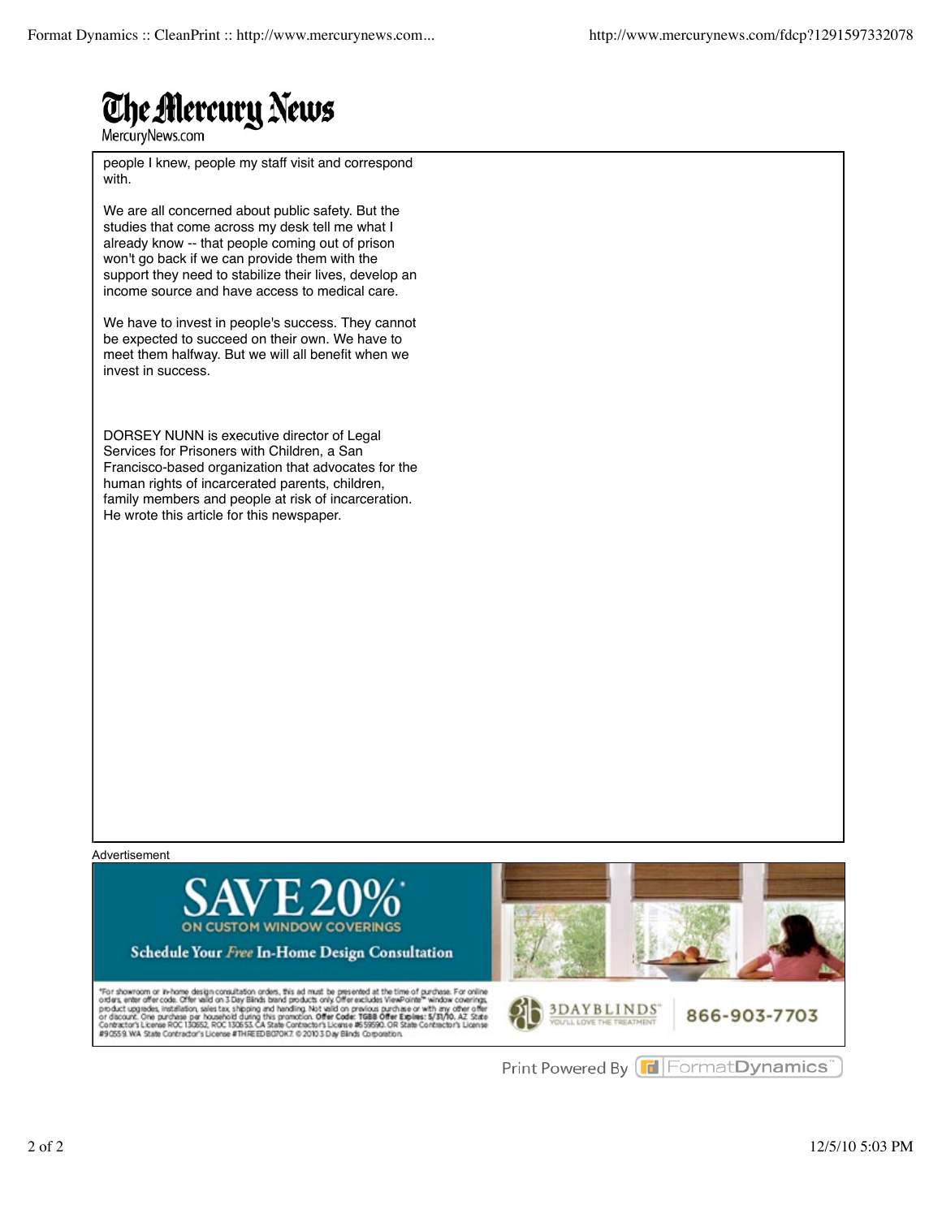people I knew, people my staff visit and correspond with.

We are all concerned about public safety. But the studies that come across my desk tell me what I already know -- that people coming out of prison won't go back if we can provide them with the support they need to stabilize their lives, develop an income source and have access to medical care.

We have to invest in people's success. They cannot be expected to succeed on their own. We have to meet them halfway. But we will all benefit when we invest in success.

DORSEY NUNN is executive director of Legal Services for Prisoners with Children, a San Francisco-based organization that advocates for the human rights of incarcerated parents, children, family members and people at risk of incarceration. He wrote this article for this newspaper.